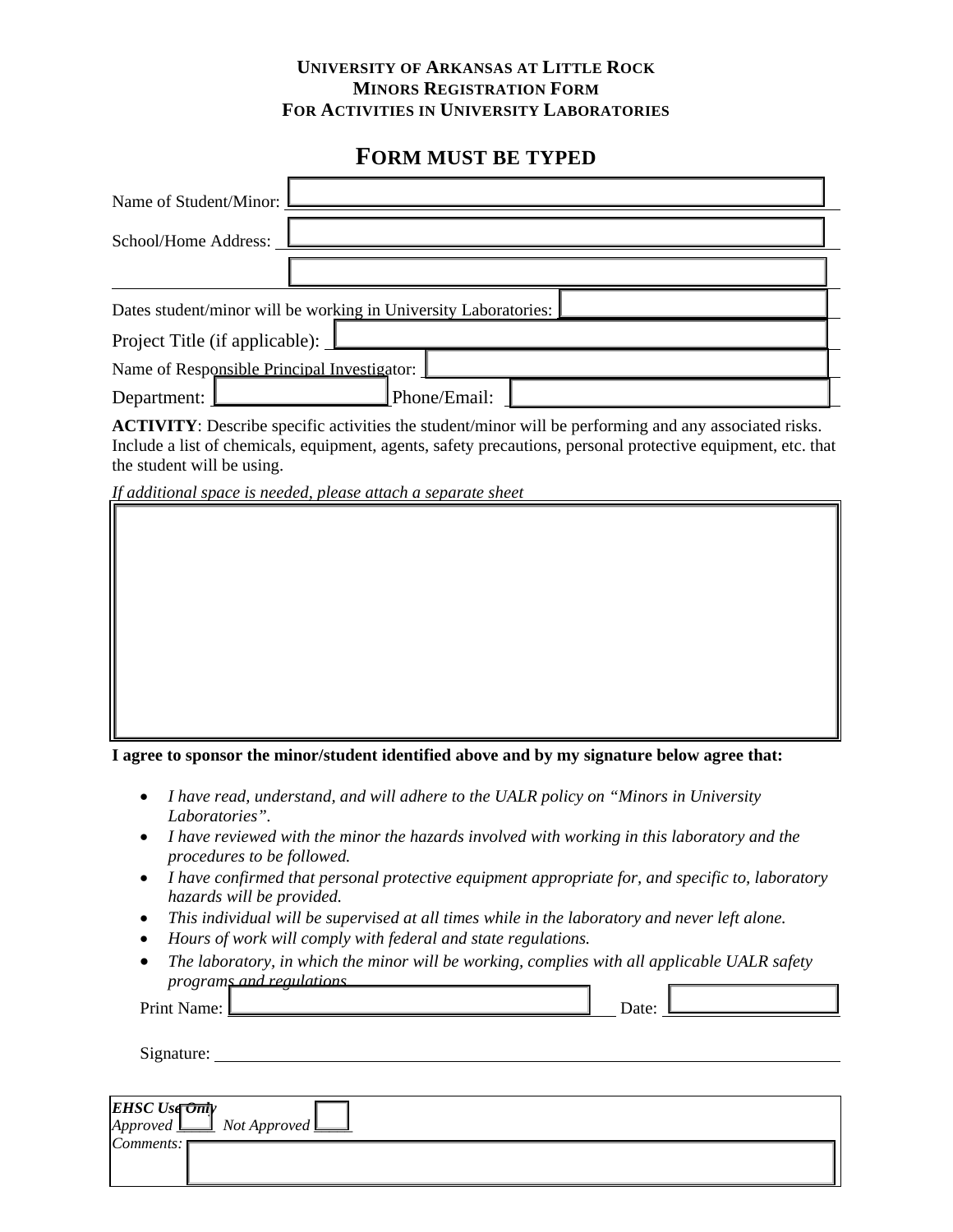# University of Arkansas at Little Rock
## Minors Registration Form
## For Activities in University Laboratories

## FORM MUST BE TYPED

Name of Student/Minor: ______________________________

School/Home Address: ______________________________

______________________________

Dates student/minor will be working in University Laboratories: ______________

Project Title (if applicable): ______________________________

Name of Responsible Principal Investigator: ______________________________

Department: ______________ Phone/Email: ______________

**ACTIVITY**: Describe specific activities the student/minor will be performing and any associated risks. Include a list of chemicals, equipment, agents, safety precautions, personal protective equipment, etc. that the student will be using.

*If additional space is needed, please attach a separate sheet*

**I agree to sponsor the minor/student identified above and by my signature below agree that:**

- *I have read, understand, and will adhere to the UALR policy on "Minors in University Laboratories".*
- *I have reviewed with the minor the hazards involved with working in this laboratory and the procedures to be followed.*
- *I have confirmed that personal protective equipment appropriate for, and specific to, laboratory hazards will be provided.*
- *This individual will be supervised at all times while in the laboratory and never left alone.*
- *Hours of work will comply with federal and state regulations.*
- *The laboratory, in which the minor will be working, complies with all applicable UALR safety programs and regulations.*

Print Name: ______________________________ Date: ______________

Signature: ______________________________

***EHSC Use Only***

*Approved* ☐ *Not Approved* ☐

*Comments:*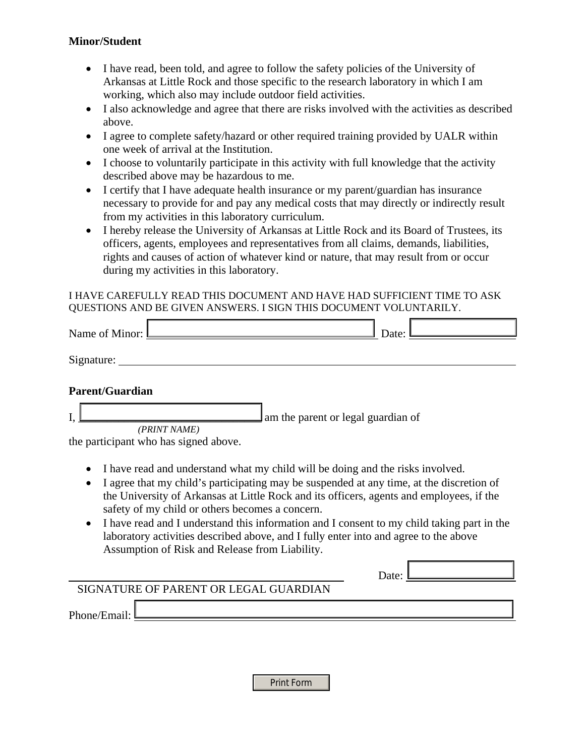**Minor/Student**

- I have read, been told, and agree to follow the safety policies of the University of Arkansas at Little Rock and those specific to the research laboratory in which I am working, which also may include outdoor field activities.
- I also acknowledge and agree that there are risks involved with the activities as described above.
- I agree to complete safety/hazard or other required training provided by UALR within one week of arrival at the Institution.
- I choose to voluntarily participate in this activity with full knowledge that the activity described above may be hazardous to me.
- I certify that I have adequate health insurance or my parent/guardian has insurance necessary to provide for and pay any medical costs that may directly or indirectly result from my activities in this laboratory curriculum.
- I hereby release the University of Arkansas at Little Rock and its Board of Trustees, its officers, agents, employees and representatives from all claims, demands, liabilities, rights and causes of action of whatever kind or nature, that may result from or occur during my activities in this laboratory.

I HAVE CAREFULLY READ THIS DOCUMENT AND HAVE HAD SUFFICIENT TIME TO ASK QUESTIONS AND BE GIVEN ANSWERS. I SIGN THIS DOCUMENT VOLUNTARILY.

Name of Minor: ______________________________ Date: ______________

Signature: ______________________________________________

**Parent/Guardian**

I, ______________________________ am the parent or legal guardian of
*(PRINT NAME)*
the participant who has signed above.

- I have read and understand what my child will be doing and the risks involved.
- I agree that my child's participating may be suspended at any time, at the discretion of the University of Arkansas at Little Rock and its officers, agents and employees, if the safety of my child or others becomes a concern.
- I have read and I understand this information and I consent to my child taking part in the laboratory activities described above, and I fully enter into and agree to the above Assumption of Risk and Release from Liability.

______________________________________ Date: ______________
SIGNATURE OF PARENT OR LEGAL GUARDIAN

Phone/Email: ______________________________________________

Print Form